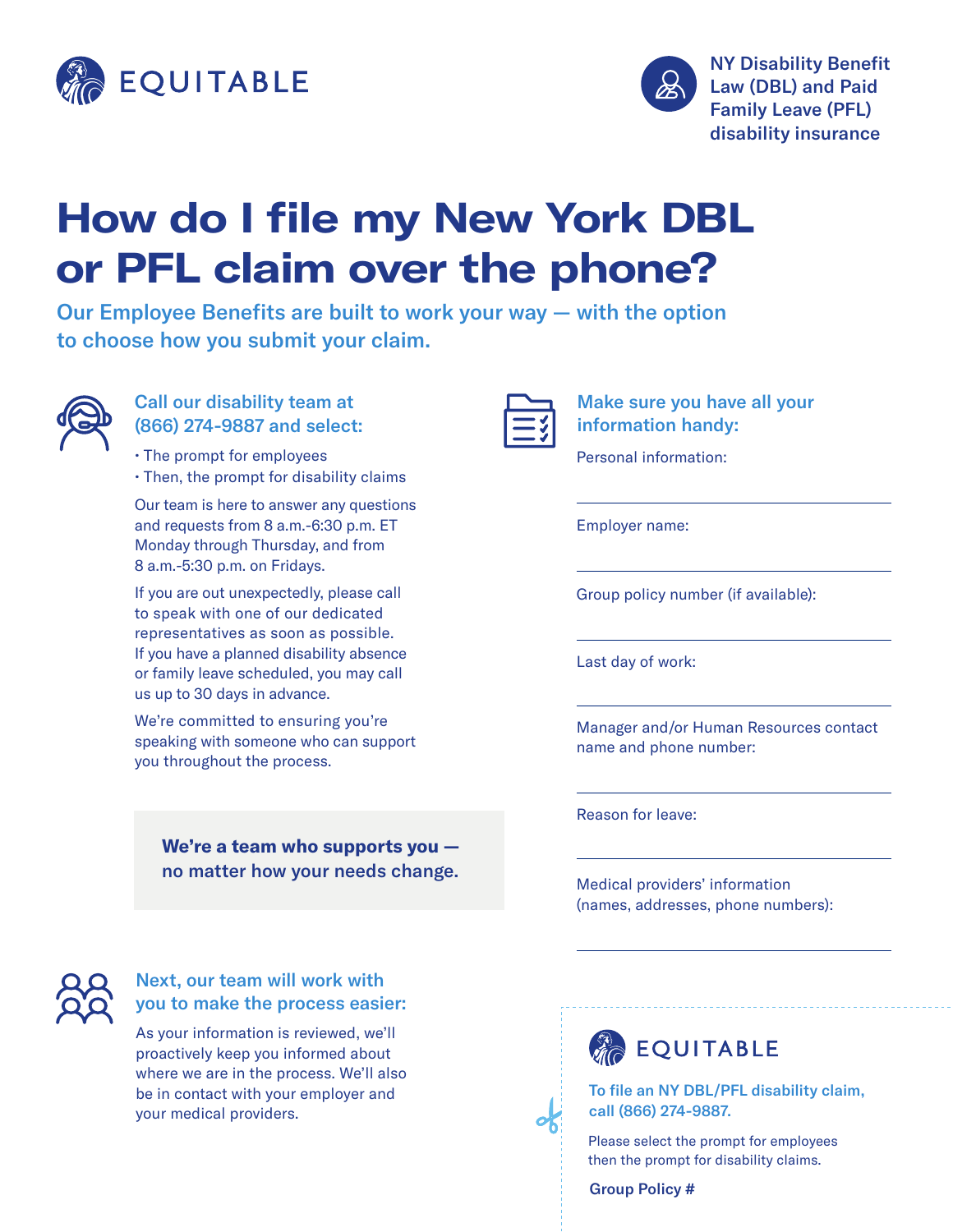EQUITABLE

NY Disability Benefit Law (DBL) and Paid Family Leave (PFL) disability insurance

# How do I file my New York DBL or PFL claim over the phone?

Our Employee Benefits are built to work your way — with the option to choose how you submit your claim.

### Call our disability team at (866) 274-9887 and select:

- The prompt for employees
- Then, the prompt for disability claims

Our team is here to answer any questions and requests from 8 a.m.-6:30 p.m. ET Monday through Thursday, and from 8 a.m.-5:30 p.m. on Fridays.

If you are out unexpectedly, please call to speak with one of our dedicated representatives as soon as possible. If you have a planned disability absence or family leave scheduled, you may call us up to 30 days in advance.

We're committed to ensuring you're speaking with someone who can support you throughout the process.

**We're a team who supports you — no matter how your needs change.**

### Next, our team will work with you to make the process easier:

As your information is reviewed, we'll proactively keep you informed about where we are in the process. We'll also be in contact with your employer and your medical providers.

### Make sure you have all your information handy:

Personal information:

_______________________________

Employer name:

_______________________________

Group policy number (if available):

_______________________________

Last day of work:

_______________________________

Manager and/or Human Resources contact name and phone number:

_______________________________

Reason for leave:

_______________________________

Medical providers' information (names, addresses, phone numbers):

_______________________________

---

EQUITABLE

**To file an NY DBL/PFL disability claim, call (866) 274-9887.**

Please select the prompt for employees then the prompt for disability claims.

**Group Policy #**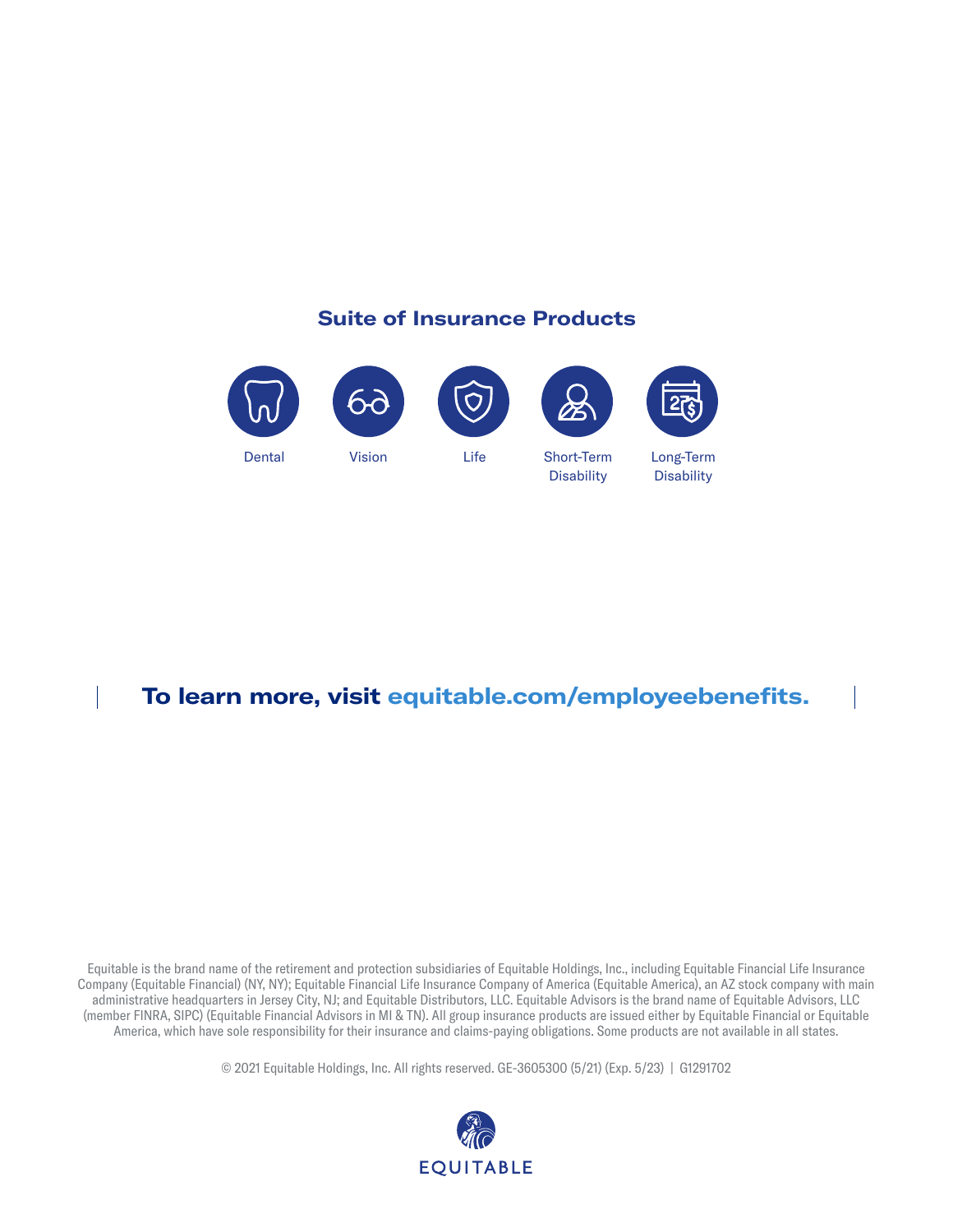## Suite of Insurance Products

Dental

Vision

Life

Short-Term Disability

Long-Term Disability

**To learn more, visit equitable.com/employeebenefits.**

Equitable is the brand name of the retirement and protection subsidiaries of Equitable Holdings, Inc., including Equitable Financial Life Insurance Company (Equitable Financial) (NY, NY); Equitable Financial Life Insurance Company of America (Equitable America), an AZ stock company with main administrative headquarters in Jersey City, NJ; and Equitable Distributors, LLC. Equitable Advisors is the brand name of Equitable Advisors, LLC (member FINRA, SIPC) (Equitable Financial Advisors in MI & TN). All group insurance products are issued either by Equitable Financial or Equitable America, which have sole responsibility for their insurance and claims-paying obligations. Some products are not available in all states.

© 2021 Equitable Holdings, Inc. All rights reserved. GE-3605300 (5/21) (Exp. 5/23) | G1291702

EQUITABLE